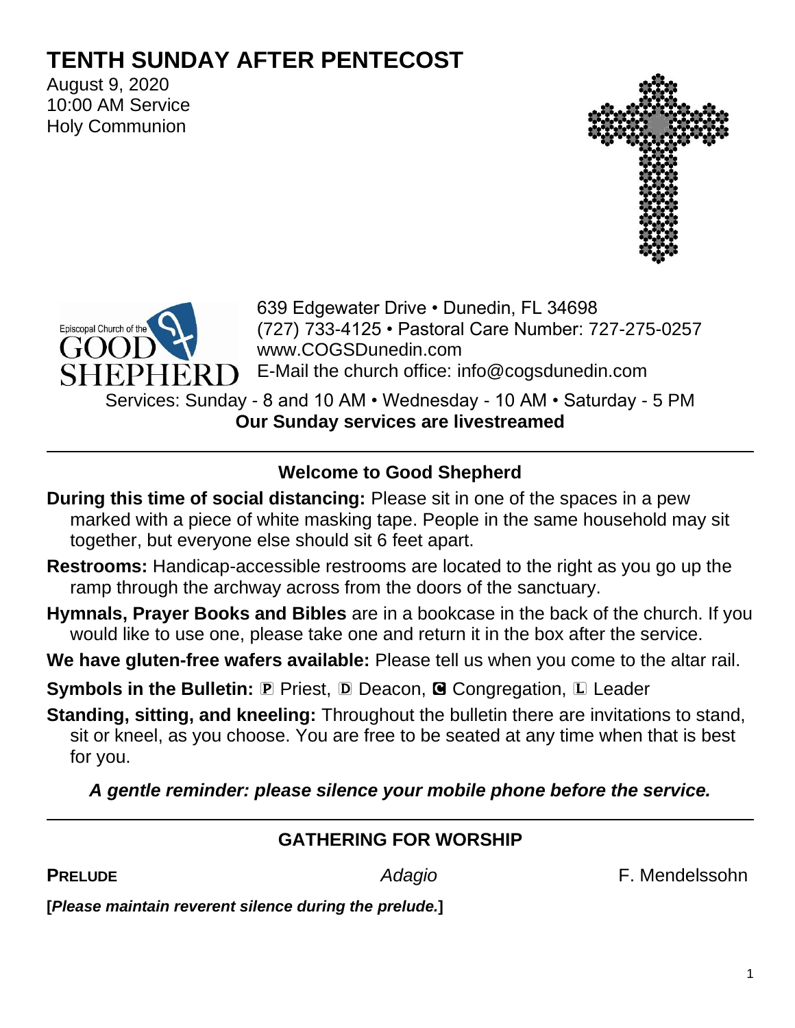# TENTH SUNDAY AFTER PENTECOST

August 9, 2020
10:00 AM Service
Holy Communion

Episcopal Church of the GOOD SHEPHERD

639 Edgewater Drive • Dunedin, FL 34698
(727) 733-4125 • Pastoral Care Number: 727-275-0257
www.COGSDunedin.com
E-Mail the church office: info@cogsdunedin.com

Services: Sunday - 8 and 10 AM • Wednesday - 10 AM • Saturday - 5 PM

**Our Sunday services are livestreamed**

---

## Welcome to Good Shepherd

**During this time of social distancing:** Please sit in one of the spaces in a pew marked with a piece of white masking tape. People in the same household may sit together, but everyone else should sit 6 feet apart.

**Restrooms:** Handicap-accessible restrooms are located to the right as you go up the ramp through the archway across from the doors of the sanctuary.

**Hymnals, Prayer Books and Bibles** are in a bookcase in the back of the church. If you would like to use one, please take one and return it in the box after the service.

**We have gluten-free wafers available:** Please tell us when you come to the altar rail.

**Symbols in the Bulletin:** 🄿 Priest, 🄳 Deacon, 🅲 Congregation, 🄻 Leader

**Standing, sitting, and kneeling:** Throughout the bulletin there are invitations to stand, sit or kneel, as you choose. You are free to be seated at any time when that is best for you.

***A gentle reminder: please silence your mobile phone before the service.***

---

## GATHERING FOR WORSHIP

**PRELUDE** *Adagio* F. Mendelssohn

**[*Please maintain reverent silence during the prelude.*]**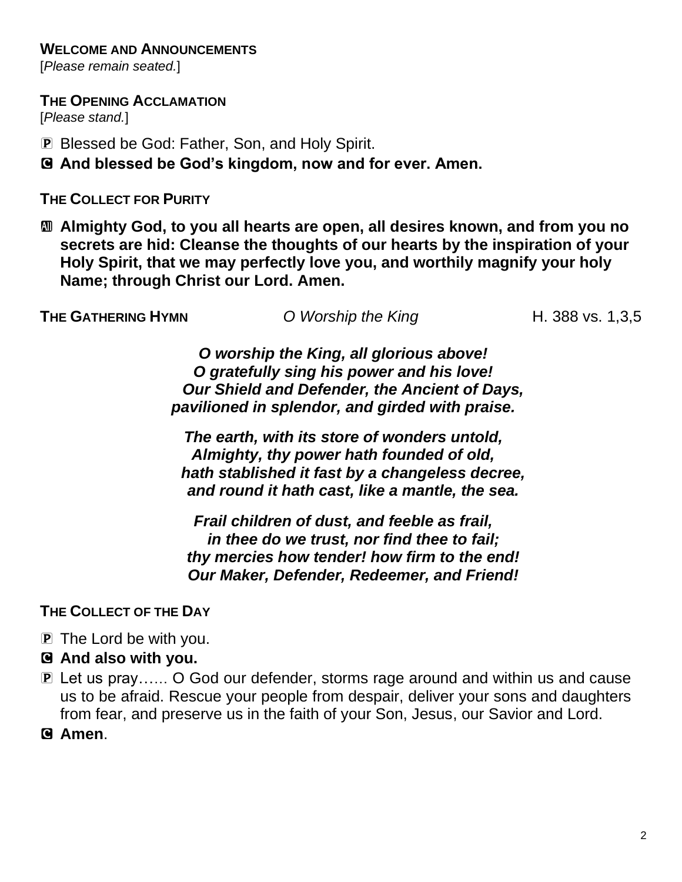**WELCOME AND ANNOUNCEMENTS**
[*Please remain seated.*]

**THE OPENING ACCLAMATION**
[*Please stand.*]

P Blessed be God: Father, Son, and Holy Spirit.
C **And blessed be God's kingdom, now and for ever. Amen.**

**THE COLLECT FOR PURITY**

A **Almighty God, to you all hearts are open, all desires known, and from you no secrets are hid: Cleanse the thoughts of our hearts by the inspiration of your Holy Spirit, that we may perfectly love you, and worthily magnify your holy Name; through Christ our Lord. Amen.**

**THE GATHERING HYMN** *O Worship the King* H. 388 vs. 1,3,5

***O worship the King, all glorious above!***
***O gratefully sing his power and his love!***
***Our Shield and Defender, the Ancient of Days,***
***pavilioned in splendor, and girded with praise.***

***The earth, with its store of wonders untold,***
***Almighty, thy power hath founded of old,***
***hath stablished it fast by a changeless decree,***
***and round it hath cast, like a mantle, the sea.***

***Frail children of dust, and feeble as frail,***
***in thee do we trust, nor find thee to fail;***
***thy mercies how tender! how firm to the end!***
***Our Maker, Defender, Redeemer, and Friend!***

**THE COLLECT OF THE DAY**

P The Lord be with you.
C **And also with you.**
P Let us pray…... O God our defender, storms rage around and within us and cause us to be afraid. Rescue your people from despair, deliver your sons and daughters from fear, and preserve us in the faith of your Son, Jesus, our Savior and Lord.
C **Amen**.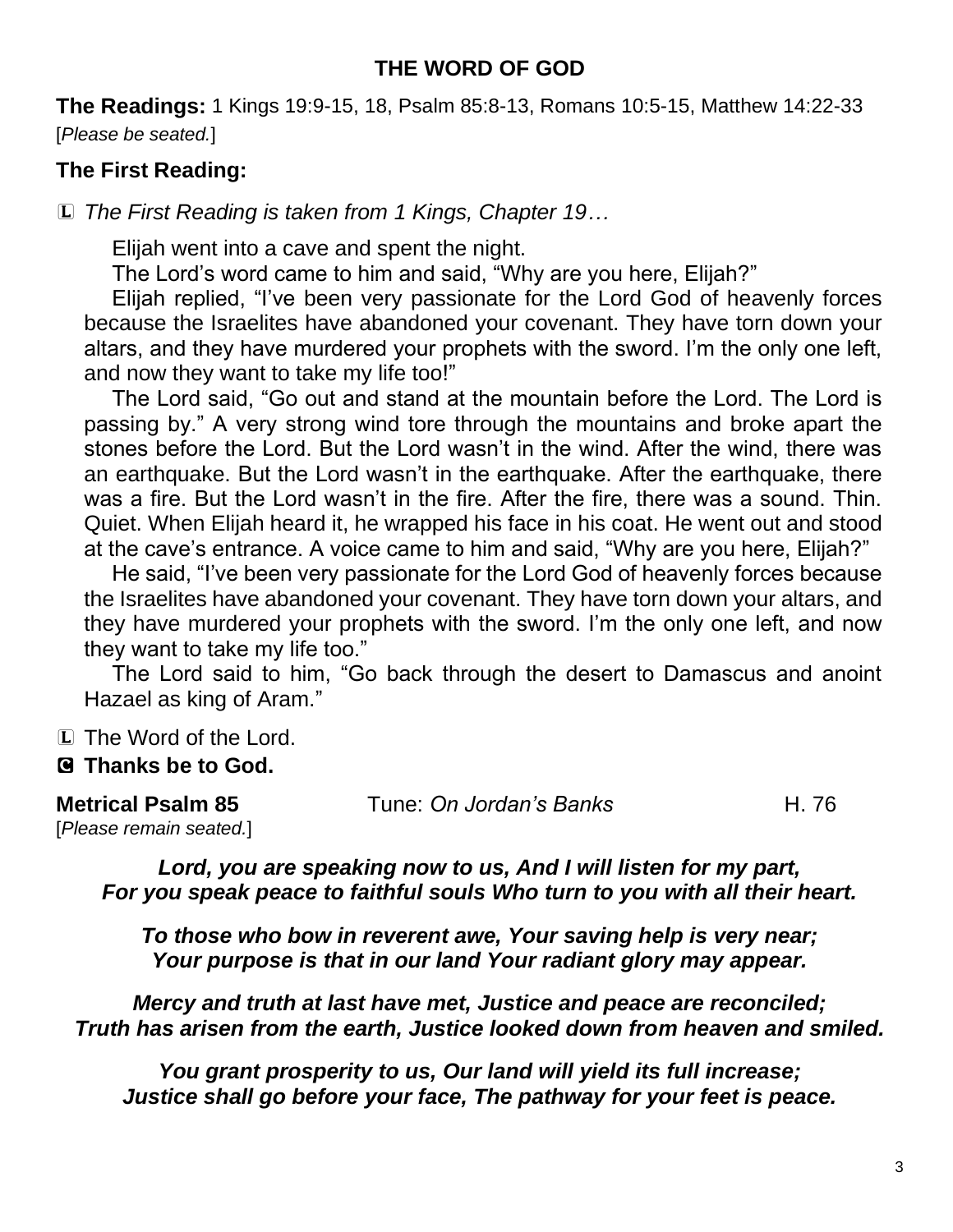## THE WORD OF GOD

**The Readings:** 1 Kings 19:9-15, 18, Psalm 85:8-13, Romans 10:5-15, Matthew 14:22-33
[*Please be seated.*]

### The First Reading:

Ⓛ *The First Reading is taken from 1 Kings, Chapter 19…*

Elijah went into a cave and spent the night.

The Lord's word came to him and said, "Why are you here, Elijah?"

Elijah replied, "I've been very passionate for the Lord God of heavenly forces because the Israelites have abandoned your covenant. They have torn down your altars, and they have murdered your prophets with the sword. I'm the only one left, and now they want to take my life too!"

The Lord said, "Go out and stand at the mountain before the Lord. The Lord is passing by." A very strong wind tore through the mountains and broke apart the stones before the Lord. But the Lord wasn't in the wind. After the wind, there was an earthquake. But the Lord wasn't in the earthquake. After the earthquake, there was a fire. But the Lord wasn't in the fire. After the fire, there was a sound. Thin. Quiet. When Elijah heard it, he wrapped his face in his coat. He went out and stood at the cave's entrance. A voice came to him and said, "Why are you here, Elijah?"

He said, "I've been very passionate for the Lord God of heavenly forces because the Israelites have abandoned your covenant. They have torn down your altars, and they have murdered your prophets with the sword. I'm the only one left, and now they want to take my life too."

The Lord said to him, "Go back through the desert to Damascus and anoint Hazael as king of Aram."

Ⓛ The Word of the Lord.
Ⓒ **Thanks be to God.**

**Metrical Psalm 85** Tune: *On Jordan's Banks* H. 76
[*Please remain seated.*]

***Lord, you are speaking now to us, And I will listen for my part,***
***For you speak peace to faithful souls Who turn to you with all their heart.***

***To those who bow in reverent awe, Your saving help is very near;***
***Your purpose is that in our land Your radiant glory may appear.***

***Mercy and truth at last have met, Justice and peace are reconciled;***
***Truth has arisen from the earth, Justice looked down from heaven and smiled.***

***You grant prosperity to us, Our land will yield its full increase;***
***Justice shall go before your face, The pathway for your feet is peace.***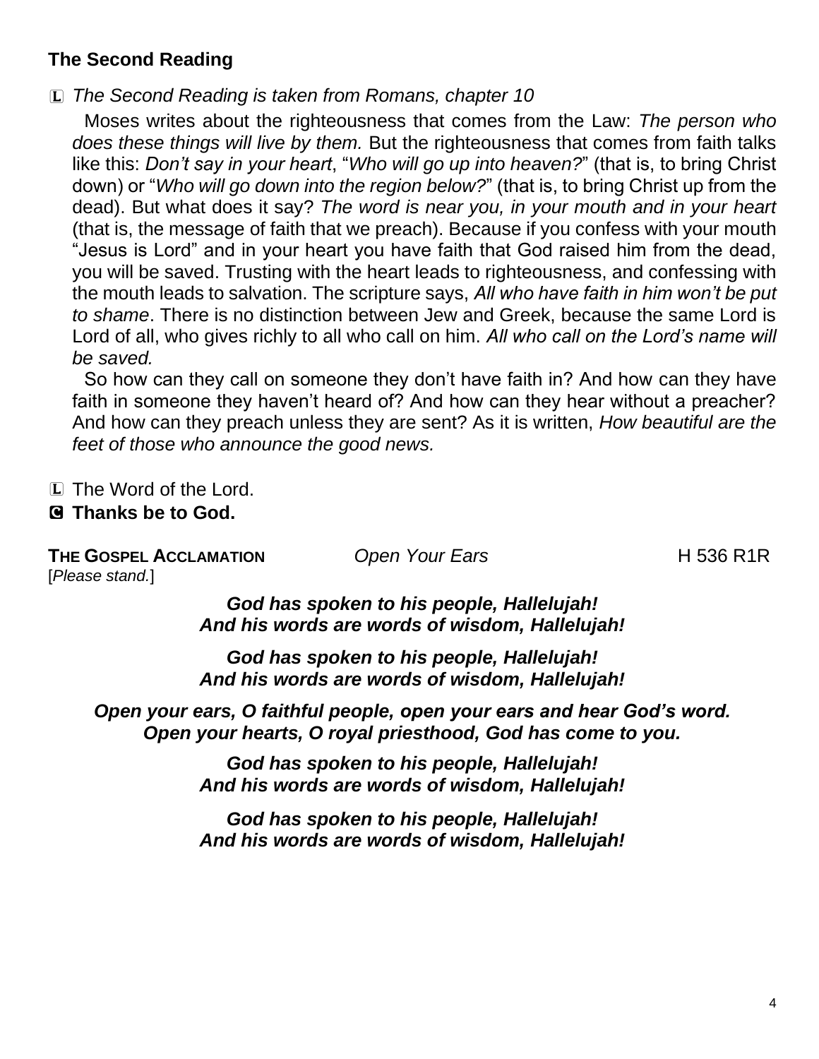## The Second Reading

L *The Second Reading is taken from Romans, chapter 10*

Moses writes about the righteousness that comes from the Law: *The person who does these things will live by them.* But the righteousness that comes from faith talks like this: *Don't say in your heart*, "*Who will go up into heaven?*" (that is, to bring Christ down) or "*Who will go down into the region below?*" (that is, to bring Christ up from the dead). But what does it say? *The word is near you, in your mouth and in your heart* (that is, the message of faith that we preach). Because if you confess with your mouth "Jesus is Lord" and in your heart you have faith that God raised him from the dead, you will be saved. Trusting with the heart leads to righteousness, and confessing with the mouth leads to salvation. The scripture says, *All who have faith in him won't be put to shame*. There is no distinction between Jew and Greek, because the same Lord is Lord of all, who gives richly to all who call on him. *All who call on the Lord's name will be saved.*

So how can they call on someone they don't have faith in? And how can they have faith in someone they haven't heard of? And how can they hear without a preacher? And how can they preach unless they are sent? As it is written, *How beautiful are the feet of those who announce the good news.*

L The Word of the Lord.

**C Thanks be to God.**

**THE GOSPEL ACCLAMATION** *Open Your Ears* H 536 R1R

[*Please stand.*]

***God has spoken to his people, Hallelujah!***
***And his words are words of wisdom, Hallelujah!***

***God has spoken to his people, Hallelujah!***
***And his words are words of wisdom, Hallelujah!***

***Open your ears, O faithful people, open your ears and hear God's word.***
***Open your hearts, O royal priesthood, God has come to you.***

***God has spoken to his people, Hallelujah!***
***And his words are words of wisdom, Hallelujah!***

***God has spoken to his people, Hallelujah!***
***And his words are words of wisdom, Hallelujah!***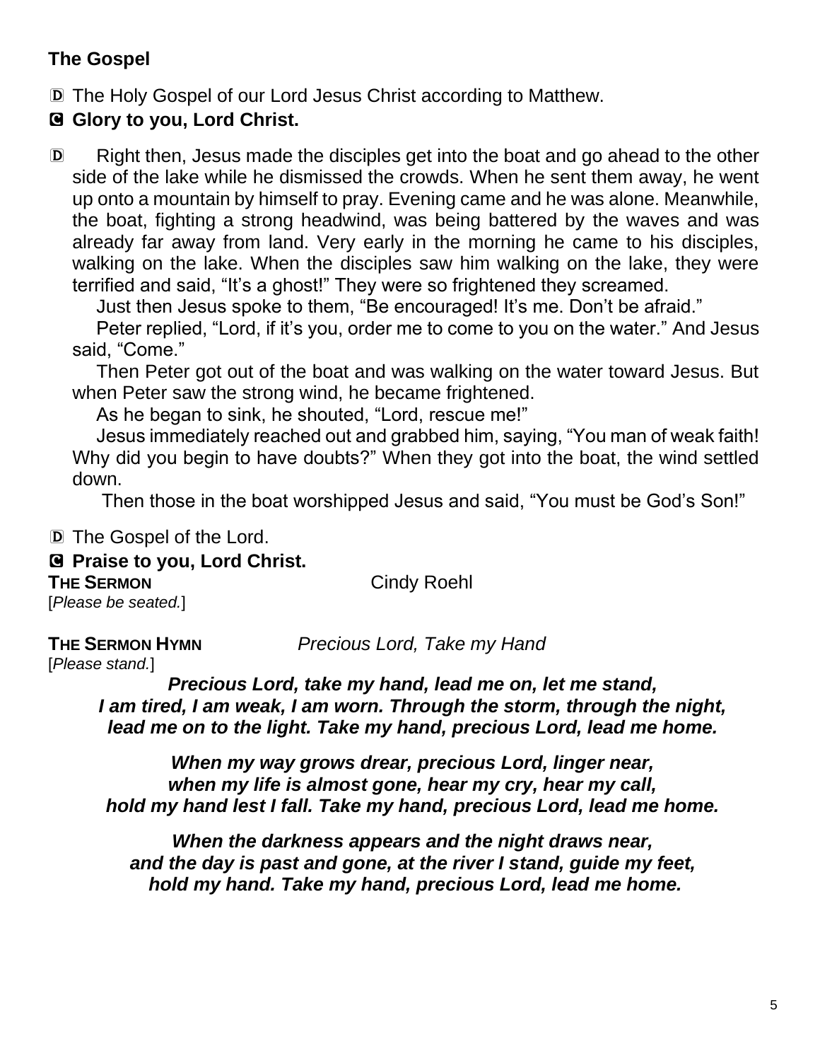## The Gospel

D The Holy Gospel of our Lord Jesus Christ according to Matthew.

**C Glory to you, Lord Christ.**

D Right then, Jesus made the disciples get into the boat and go ahead to the other side of the lake while he dismissed the crowds. When he sent them away, he went up onto a mountain by himself to pray. Evening came and he was alone. Meanwhile, the boat, fighting a strong headwind, was being battered by the waves and was already far away from land. Very early in the morning he came to his disciples, walking on the lake. When the disciples saw him walking on the lake, they were terrified and said, "It's a ghost!" They were so frightened they screamed.

Just then Jesus spoke to them, "Be encouraged! It's me. Don't be afraid."

Peter replied, "Lord, if it's you, order me to come to you on the water." And Jesus said, "Come."

Then Peter got out of the boat and was walking on the water toward Jesus. But when Peter saw the strong wind, he became frightened.

As he began to sink, he shouted, "Lord, rescue me!"

Jesus immediately reached out and grabbed him, saying, "You man of weak faith! Why did you begin to have doubts?" When they got into the boat, the wind settled down.

Then those in the boat worshipped Jesus and said, "You must be God's Son!"

D The Gospel of the Lord.

**C Praise to you, Lord Christ.**

**THE SERMON** Cindy Roehl

[*Please be seated.*]

**THE SERMON HYMN** *Precious Lord, Take my Hand*

[*Please stand.*]

***Precious Lord, take my hand, lead me on, let me stand,***
***I am tired, I am weak, I am worn. Through the storm, through the night,***
***lead me on to the light. Take my hand, precious Lord, lead me home.***

***When my way grows drear, precious Lord, linger near,***
***when my life is almost gone, hear my cry, hear my call,***
***hold my hand lest I fall. Take my hand, precious Lord, lead me home.***

***When the darkness appears and the night draws near,***
***and the day is past and gone, at the river I stand, guide my feet,***
***hold my hand. Take my hand, precious Lord, lead me home.***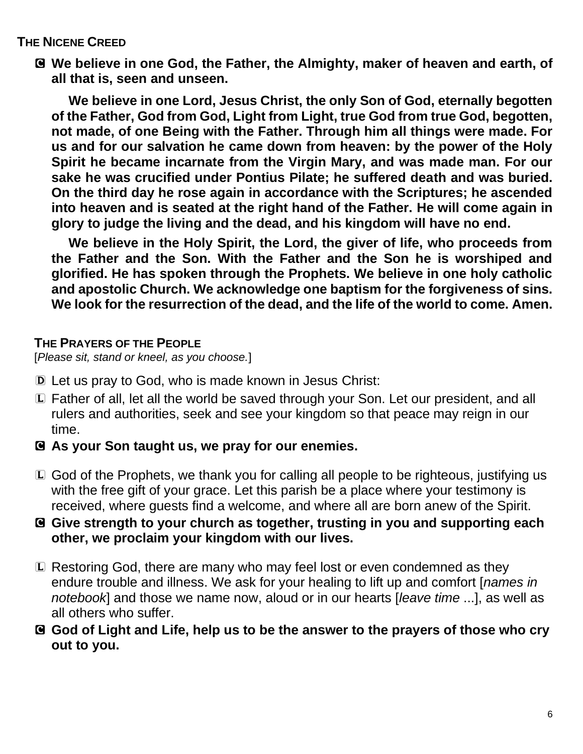### THE NICENE CREED

Ⓒ **We believe in one God, the Father, the Almighty, maker of heaven and earth, of all that is, seen and unseen.**

**We believe in one Lord, Jesus Christ, the only Son of God, eternally begotten of the Father, God from God, Light from Light, true God from true God, begotten, not made, of one Being with the Father. Through him all things were made. For us and for our salvation he came down from heaven: by the power of the Holy Spirit he became incarnate from the Virgin Mary, and was made man. For our sake he was crucified under Pontius Pilate; he suffered death and was buried. On the third day he rose again in accordance with the Scriptures; he ascended into heaven and is seated at the right hand of the Father. He will come again in glory to judge the living and the dead, and his kingdom will have no end.**

**We believe in the Holy Spirit, the Lord, the giver of life, who proceeds from the Father and the Son. With the Father and the Son he is worshiped and glorified. He has spoken through the Prophets. We believe in one holy catholic and apostolic Church. We acknowledge one baptism for the forgiveness of sins. We look for the resurrection of the dead, and the life of the world to come. Amen.**

### THE PRAYERS OF THE PEOPLE

[*Please sit, stand or kneel, as you choose.*]

Ⓓ Let us pray to God, who is made known in Jesus Christ:

Ⓛ Father of all, let all the world be saved through your Son. Let our president, and all rulers and authorities, seek and see your kingdom so that peace may reign in our time.

Ⓒ **As your Son taught us, we pray for our enemies.**

Ⓛ God of the Prophets, we thank you for calling all people to be righteous, justifying us with the free gift of your grace. Let this parish be a place where your testimony is received, where guests find a welcome, and where all are born anew of the Spirit.

Ⓒ **Give strength to your church as together, trusting in you and supporting each other, we proclaim your kingdom with our lives.**

Ⓛ Restoring God, there are many who may feel lost or even condemned as they endure trouble and illness. We ask for your healing to lift up and comfort [*names in notebook*] and those we name now, aloud or in our hearts [*leave time* ...], as well as all others who suffer.

Ⓒ **God of Light and Life, help us to be the answer to the prayers of those who cry out to you.**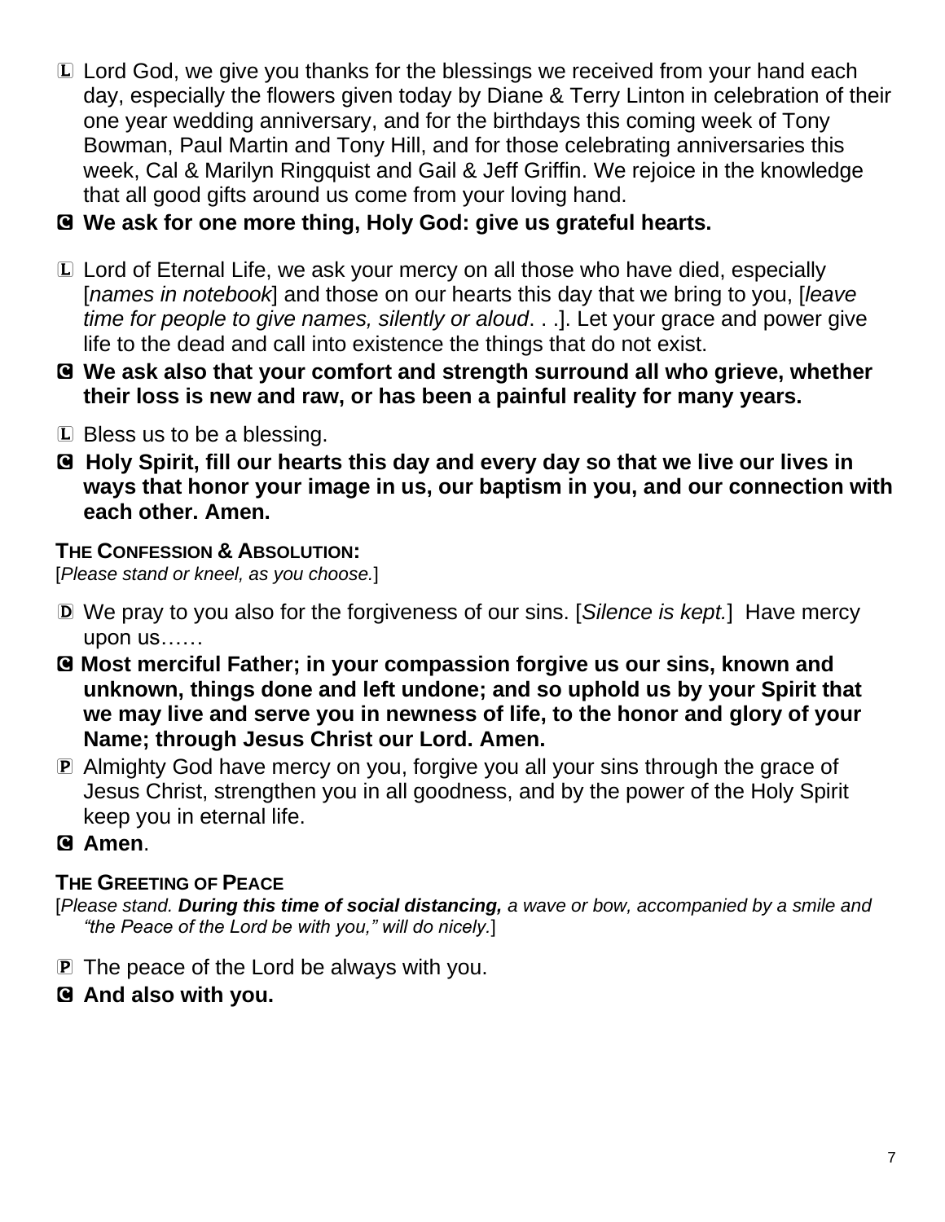Ⓛ Lord God, we give you thanks for the blessings we received from your hand each day, especially the flowers given today by Diane & Terry Linton in celebration of their one year wedding anniversary, and for the birthdays this coming week of Tony Bowman, Paul Martin and Tony Hill, and for those celebrating anniversaries this week, Cal & Marilyn Ringquist and Gail & Jeff Griffin. We rejoice in the knowledge that all good gifts around us come from your loving hand.

**Ⓒ We ask for one more thing, Holy God: give us grateful hearts.**

Ⓛ Lord of Eternal Life, we ask your mercy on all those who have died, especially [*names in notebook*] and those on our hearts this day that we bring to you, [*leave time for people to give names, silently or aloud*. . .]. Let your grace and power give life to the dead and call into existence the things that do not exist.

**Ⓒ We ask also that your comfort and strength surround all who grieve, whether their loss is new and raw, or has been a painful reality for many years.**

Ⓛ Bless us to be a blessing.

**Ⓒ Holy Spirit, fill our hearts this day and every day so that we live our lives in ways that honor your image in us, our baptism in you, and our connection with each other. Amen.**

**THE CONFESSION & ABSOLUTION:**

[*Please stand or kneel, as you choose.*]

Ⓓ We pray to you also for the forgiveness of our sins. [*Silence is kept.*] Have mercy upon us……

**Ⓒ Most merciful Father; in your compassion forgive us our sins, known and unknown, things done and left undone; and so uphold us by your Spirit that we may live and serve you in newness of life, to the honor and glory of your Name; through Jesus Christ our Lord. Amen.**

Ⓟ Almighty God have mercy on you, forgive you all your sins through the grace of Jesus Christ, strengthen you in all goodness, and by the power of the Holy Spirit keep you in eternal life.

**Ⓒ Amen**.

**THE GREETING OF PEACE**

[*Please stand.* ***During this time of social distancing,*** *a wave or bow, accompanied by a smile and "the Peace of the Lord be with you," will do nicely.*]

Ⓟ The peace of the Lord be always with you.

**Ⓒ And also with you.**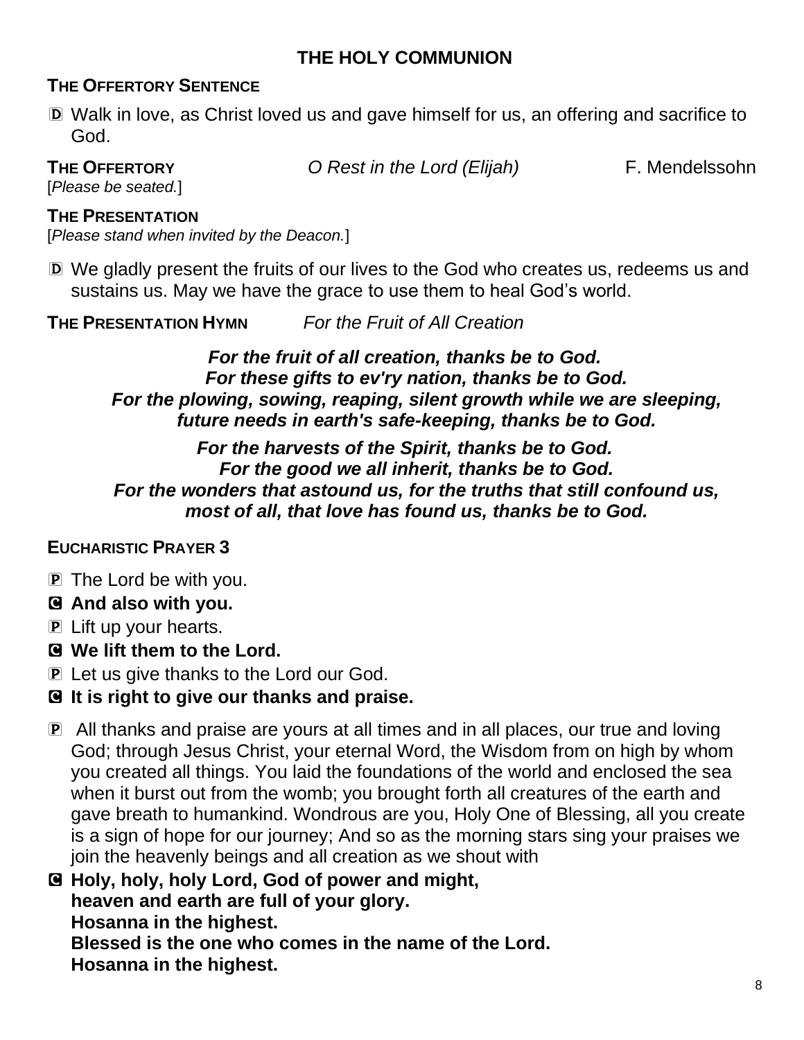## THE HOLY COMMUNION

### THE OFFERTORY SENTENCE

D Walk in love, as Christ loved us and gave himself for us, an offering and sacrifice to God.

**THE OFFERTORY** *O Rest in the Lord (Elijah)* F. Mendelssohn
[*Please be seated.*]

### THE PRESENTATION

[*Please stand when invited by the Deacon.*]

D We gladly present the fruits of our lives to the God who creates us, redeems us and sustains us. May we have the grace to use them to heal God's world.

**THE PRESENTATION HYMN** *For the Fruit of All Creation*

***For the fruit of all creation, thanks be to God.***
***For these gifts to ev'ry nation, thanks be to God.***
***For the plowing, sowing, reaping, silent growth while we are sleeping,***
***future needs in earth's safe-keeping, thanks be to God.***

***For the harvests of the Spirit, thanks be to God.***
***For the good we all inherit, thanks be to God.***
***For the wonders that astound us, for the truths that still confound us,***
***most of all, that love has found us, thanks be to God.***

### EUCHARISTIC PRAYER 3

P The Lord be with you.
**C And also with you.**
P Lift up your hearts.
**C We lift them to the Lord.**
P Let us give thanks to the Lord our God.
**C It is right to give our thanks and praise.**

P All thanks and praise are yours at all times and in all places, our true and loving God; through Jesus Christ, your eternal Word, the Wisdom from on high by whom you created all things. You laid the foundations of the world and enclosed the sea when it burst out from the womb; you brought forth all creatures of the earth and gave breath to humankind. Wondrous are you, Holy One of Blessing, all you create is a sign of hope for our journey; And so as the morning stars sing your praises we join the heavenly beings and all creation as we shout with

**C Holy, holy, holy Lord, God of power and might,**
**heaven and earth are full of your glory.**
**Hosanna in the highest.**
**Blessed is the one who comes in the name of the Lord.**
**Hosanna in the highest.**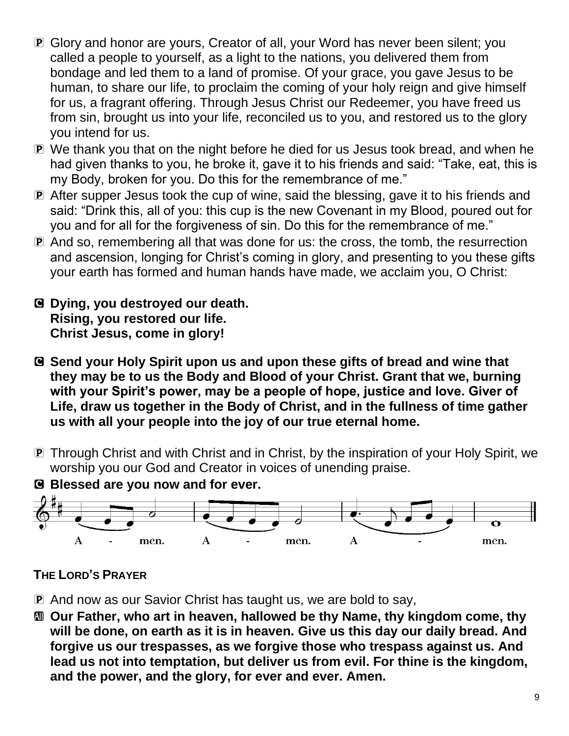P Glory and honor are yours, Creator of all, your Word has never been silent; you called a people to yourself, as a light to the nations, you delivered them from bondage and led them to a land of promise. Of your grace, you gave Jesus to be human, to share our life, to proclaim the coming of your holy reign and give himself for us, a fragrant offering. Through Jesus Christ our Redeemer, you have freed us from sin, brought us into your life, reconciled us to you, and restored us to the glory you intend for us.

P We thank you that on the night before he died for us Jesus took bread, and when he had given thanks to you, he broke it, gave it to his friends and said: "Take, eat, this is my Body, broken for you. Do this for the remembrance of me."

P After supper Jesus took the cup of wine, said the blessing, gave it to his friends and said: "Drink this, all of you: this cup is the new Covenant in my Blood, poured out for you and for all for the forgiveness of sin. Do this for the remembrance of me."

P And so, remembering all that was done for us: the cross, the tomb, the resurrection and ascension, longing for Christ's coming in glory, and presenting to you these gifts your earth has formed and human hands have made, we acclaim you, O Christ:

**C Dying, you destroyed our death.
Rising, you restored our life.
Christ Jesus, come in glory!**

**C Send your Holy Spirit upon us and upon these gifts of bread and wine that they may be to us the Body and Blood of your Christ. Grant that we, burning with your Spirit's power, may be a people of hope, justice and love. Giver of Life, draw us together in the Body of Christ, and in the fullness of time gather us with all your people into the joy of our true eternal home.**

P Through Christ and with Christ and in Christ, by the inspiration of your Holy Spirit, we worship you our God and Creator in voices of unending praise.

**C Blessed are you now and for ever.**

A - men. A - men. A - men.

**THE LORD'S PRAYER**

P And now as our Savior Christ has taught us, we are bold to say,

**All Our Father, who art in heaven, hallowed be thy Name, thy kingdom come, thy will be done, on earth as it is in heaven. Give us this day our daily bread. And forgive us our trespasses, as we forgive those who trespass against us. And lead us not into temptation, but deliver us from evil. For thine is the kingdom, and the power, and the glory, for ever and ever. Amen.**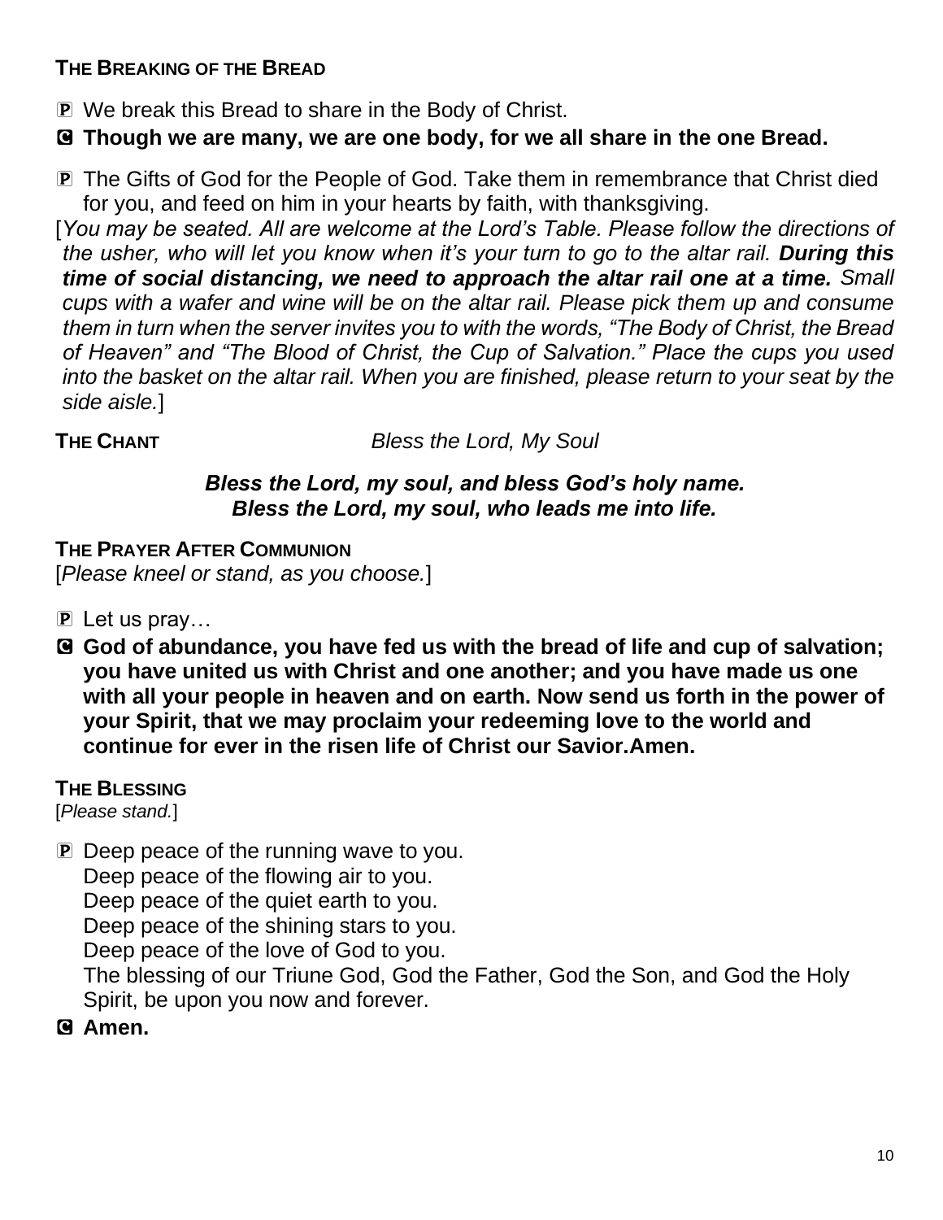**THE BREAKING OF THE BREAD**

🄿 We break this Bread to share in the Body of Christ.

🄲 **Though we are many, we are one body, for we all share in the one Bread.**

🄿 The Gifts of God for the People of God. Take them in remembrance that Christ died for you, and feed on him in your hearts by faith, with thanksgiving.

[*You may be seated. All are welcome at the Lord's Table. Please follow the directions of the usher, who will let you know when it's your turn to go to the altar rail.* ***During this time of social distancing, we need to approach the altar rail one at a time.*** *Small cups with a wafer and wine will be on the altar rail. Please pick them up and consume them in turn when the server invites you to with the words, "The Body of Christ, the Bread of Heaven" and "The Blood of Christ, the Cup of Salvation." Place the cups you used into the basket on the altar rail. When you are finished, please return to your seat by the side aisle.*]

**THE CHANT** *Bless the Lord, My Soul*

***Bless the Lord, my soul, and bless God's holy name.***
***Bless the Lord, my soul, who leads me into life.***

**THE PRAYER AFTER COMMUNION**

[*Please kneel or stand, as you choose.*]

🄿 Let us pray…

🄲 **God of abundance, you have fed us with the bread of life and cup of salvation; you have united us with Christ and one another; and you have made us one with all your people in heaven and on earth. Now send us forth in the power of your Spirit, that we may proclaim your redeeming love to the world and continue for ever in the risen life of Christ our Savior.Amen.**

**THE BLESSING**

[*Please stand.*]

🄿 Deep peace of the running wave to you.
Deep peace of the flowing air to you.
Deep peace of the quiet earth to you.
Deep peace of the shining stars to you.
Deep peace of the love of God to you.
The blessing of our Triune God, God the Father, God the Son, and God the Holy Spirit, be upon you now and forever.

🄲 **Amen.**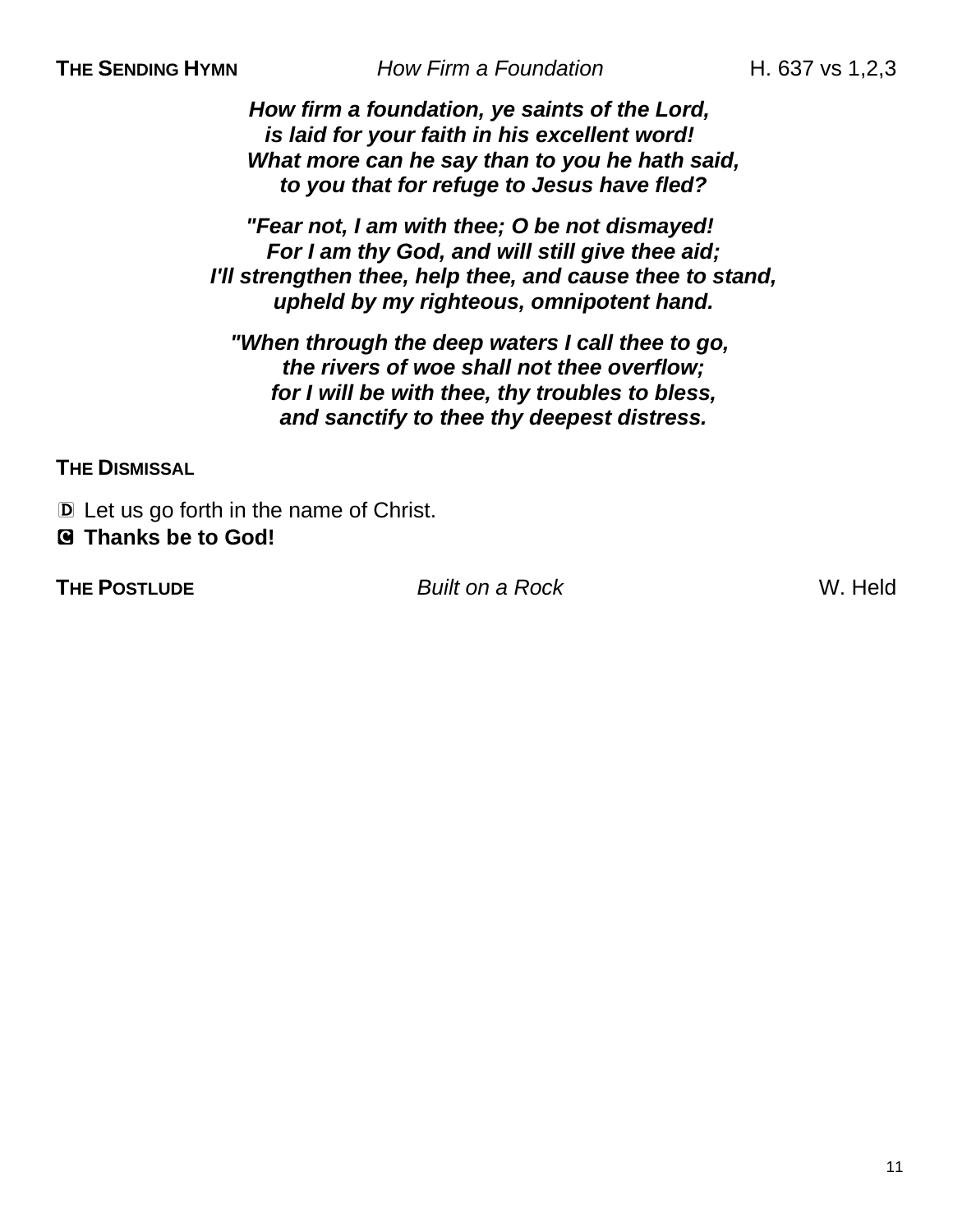**THE SENDING HYMN** *How Firm a Foundation* H. 637 vs 1,2,3

***How firm a foundation, ye saints of the Lord,***
***is laid for your faith in his excellent word!***
***What more can he say than to you he hath said,***
***to you that for refuge to Jesus have fled?***

***"Fear not, I am with thee; O be not dismayed!***
***For I am thy God, and will still give thee aid;***
***I'll strengthen thee, help thee, and cause thee to stand,***
***upheld by my righteous, omnipotent hand.***

***"When through the deep waters I call thee to go,***
***the rivers of woe shall not thee overflow;***
***for I will be with thee, thy troubles to bless,***
***and sanctify to thee thy deepest distress.***

**THE DISMISSAL**

Ⓓ Let us go forth in the name of Christ.
**Ⓒ Thanks be to God!**

**THE POSTLUDE** *Built on a Rock* W. Held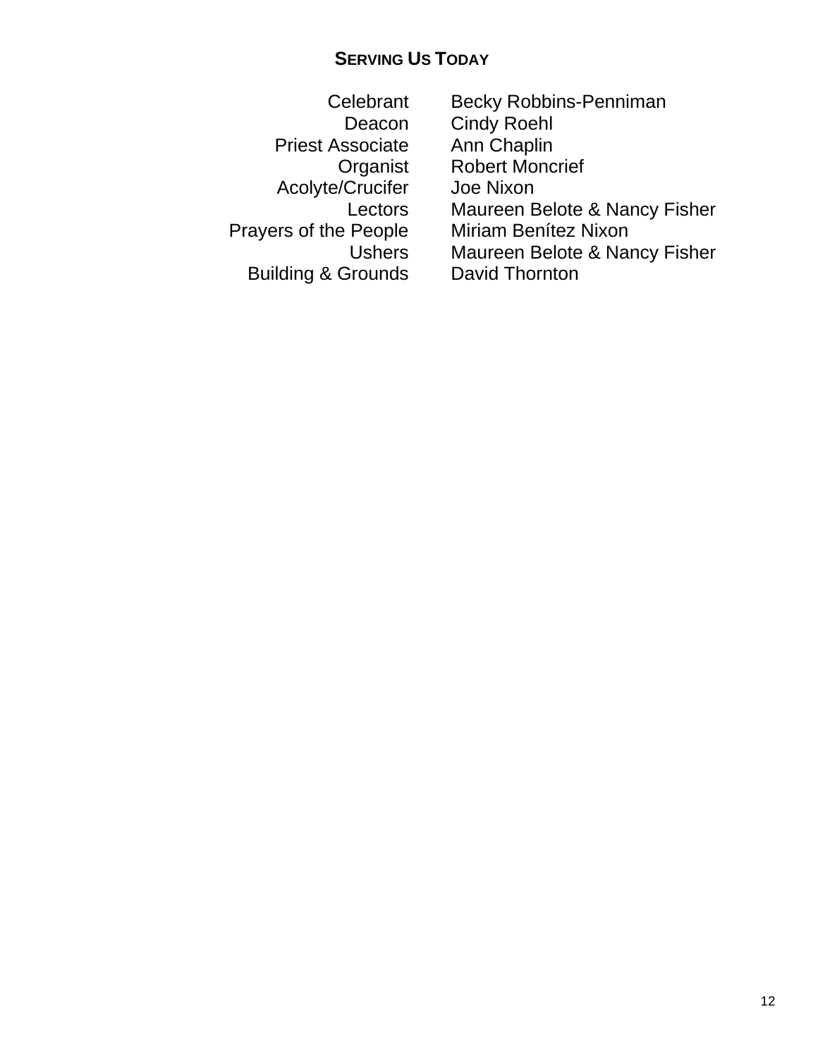## SERVING US TODAY

| | |
|---|---|
| Celebrant | Becky Robbins-Penniman |
| Deacon | Cindy Roehl |
| Priest Associate | Ann Chaplin |
| Organist | Robert Moncrief |
| Acolyte/Crucifer | Joe Nixon |
| Lectors | Maureen Belote & Nancy Fisher |
| Prayers of the People | Miriam Benítez Nixon |
| Ushers | Maureen Belote & Nancy Fisher |
| Building & Grounds | David Thornton |